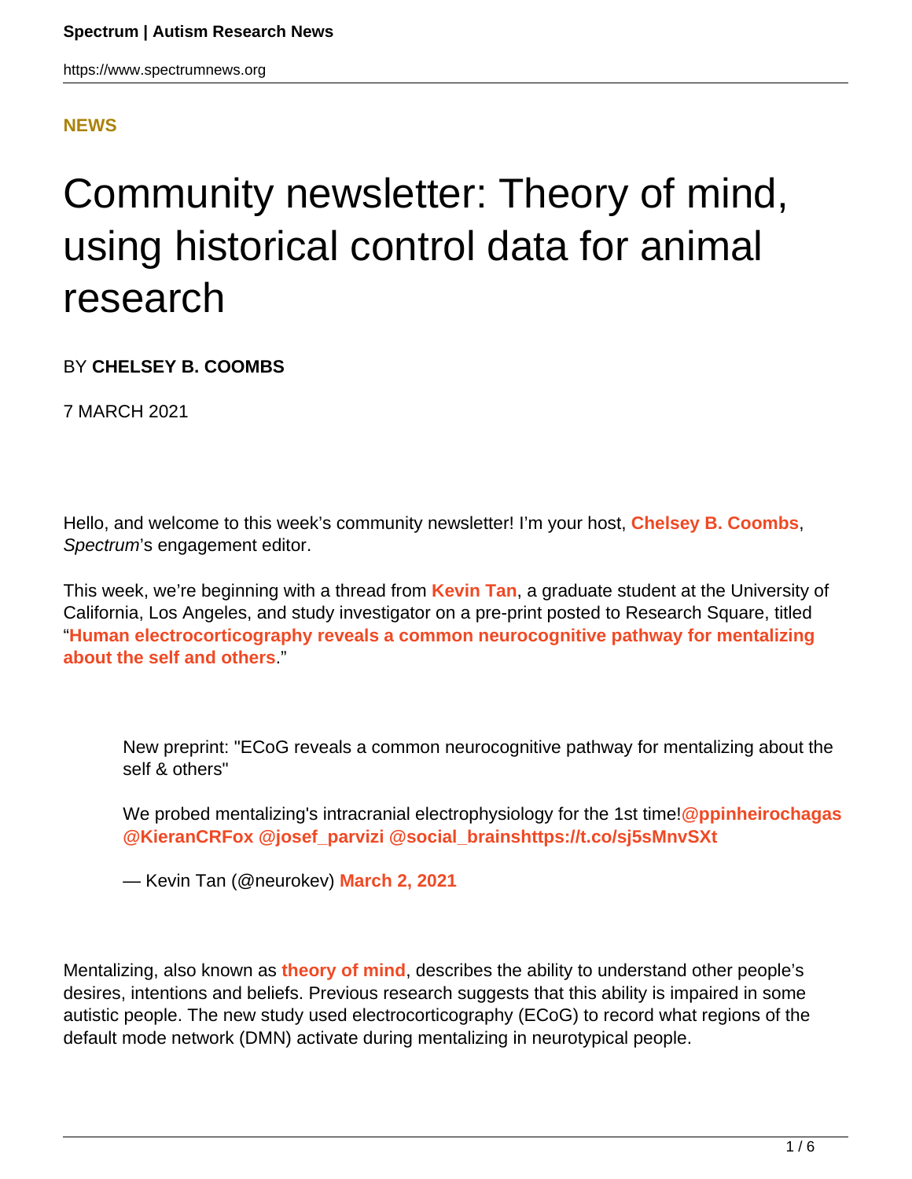**NEWS**

# Community newsletter: Theory of mind, using historical control data for animal research

BY **CHELSEY B. COOMBS**

7 MARCH 2021

Hello, and welcome to this week's community newsletter! I'm your host, **Chelsey B. Coombs**, *Spectrum*'s engagement editor.

This week, we're beginning with a thread from **Kevin Tan**, a graduate student at the University of California, Los Angeles, and study investigator on a pre-print posted to Research Square, titled "**Human electrocorticography reveals a common neurocognitive pathway for mentalizing about the self and others**."

> New preprint: "ECoG reveals a common neurocognitive pathway for mentalizing about the self & others"
>
> We probed mentalizing's intracranial electrophysiology for the 1st time!**@ppinheirochagas @KieranCRFox @josef_parvizi @social_brainshttps://t.co/sj5sMnvSXt**
>
> — Kevin Tan (@neurokev) **March 2, 2021**

Mentalizing, also known as **theory of mind**, describes the ability to understand other people's desires, intentions and beliefs. Previous research suggests that this ability is impaired in some autistic people. The new study used electrocorticography (ECoG) to record what regions of the default mode network (DMN) activate during mentalizing in neurotypical people.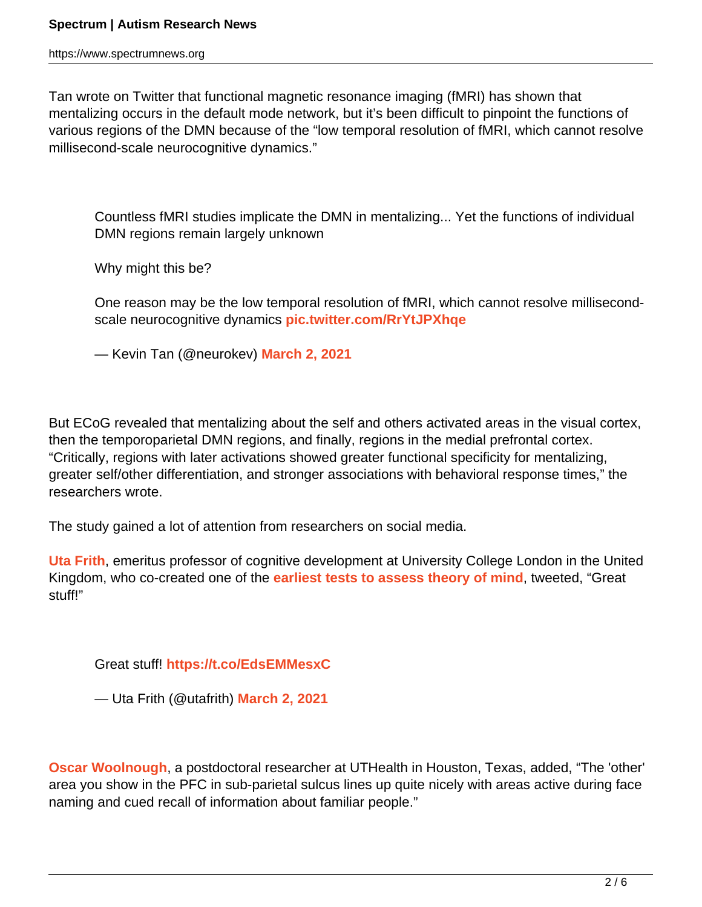Tan wrote on Twitter that functional magnetic resonance imaging (fMRI) has shown that mentalizing occurs in the default mode network, but it's been difficult to pinpoint the functions of various regions of the DMN because of the "low temporal resolution of fMRI, which cannot resolve millisecond-scale neurocognitive dynamics."

> Countless fMRI studies implicate the DMN in mentalizing... Yet the functions of individual DMN regions remain largely unknown
>
> Why might this be?
>
> One reason may be the low temporal resolution of fMRI, which cannot resolve millisecond-scale neurocognitive dynamics **pic.twitter.com/RrYtJPXhqe**
>
> — Kevin Tan (@neurokev) **March 2, 2021**

But ECoG revealed that mentalizing about the self and others activated areas in the visual cortex, then the temporoparietal DMN regions, and finally, regions in the medial prefrontal cortex. "Critically, regions with later activations showed greater functional specificity for mentalizing, greater self/other differentiation, and stronger associations with behavioral response times," the researchers wrote.

The study gained a lot of attention from researchers on social media.

**Uta Frith**, emeritus professor of cognitive development at University College London in the United Kingdom, who co-created one of the **earliest tests to assess theory of mind**, tweeted, "Great stuff!"

> Great stuff! **https://t.co/EdsEMMesxC**
>
> — Uta Frith (@utafrith) **March 2, 2021**

**Oscar Woolnough**, a postdoctoral researcher at UTHealth in Houston, Texas, added, "The 'other' area you show in the PFC in sub-parietal sulcus lines up quite nicely with areas active during face naming and cued recall of information about familiar people."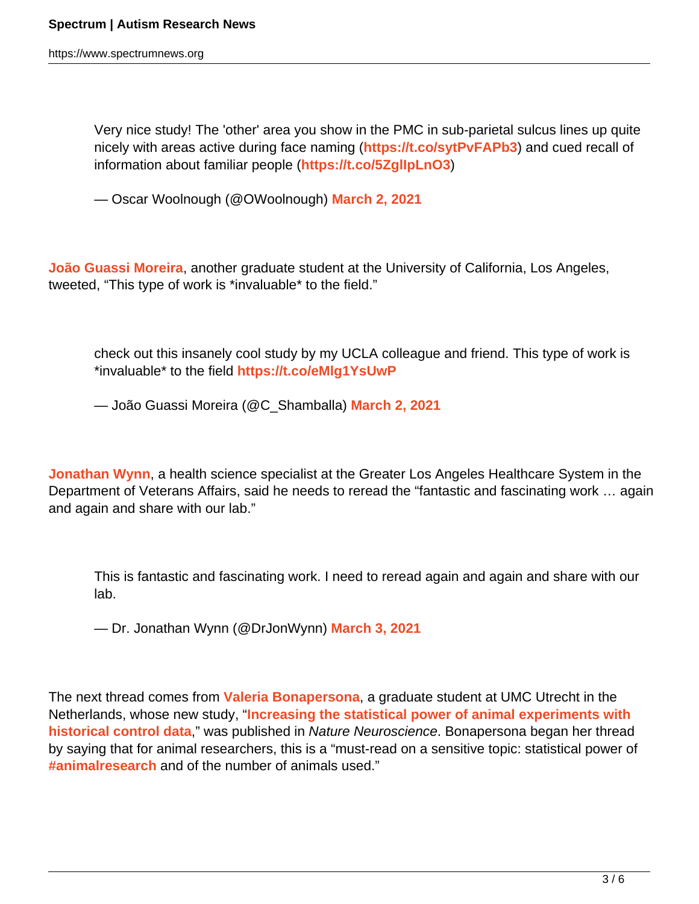> Very nice study! The 'other' area you show in the PMC in sub-parietal sulcus lines up quite nicely with areas active during face naming (**https://t.co/sytPvFAPb3**) and cued recall of information about familiar people (**https://t.co/5ZgIlpLnO3**)
>
> — Oscar Woolnough (@OWoolnough) **March 2, 2021**

**João Guassi Moreira**, another graduate student at the University of California, Los Angeles, tweeted, "This type of work is *invaluable* to the field."

> check out this insanely cool study by my UCLA colleague and friend. This type of work is *invaluable* to the field **https://t.co/eMlg1YsUwP**
>
> — João Guassi Moreira (@C_Shamballa) **March 2, 2021**

**Jonathan Wynn**, a health science specialist at the Greater Los Angeles Healthcare System in the Department of Veterans Affairs, said he needs to reread the "fantastic and fascinating work … again and again and share with our lab."

> This is fantastic and fascinating work. I need to reread again and again and share with our lab.
>
> — Dr. Jonathan Wynn (@DrJonWynn) **March 3, 2021**

The next thread comes from **Valeria Bonapersona**, a graduate student at UMC Utrecht in the Netherlands, whose new study, "**Increasing the statistical power of animal experiments with historical control data**," was published in *Nature Neuroscience*. Bonapersona began her thread by saying that for animal researchers, this is a "must-read on a sensitive topic: statistical power of **#animalresearch** and of the number of animals used."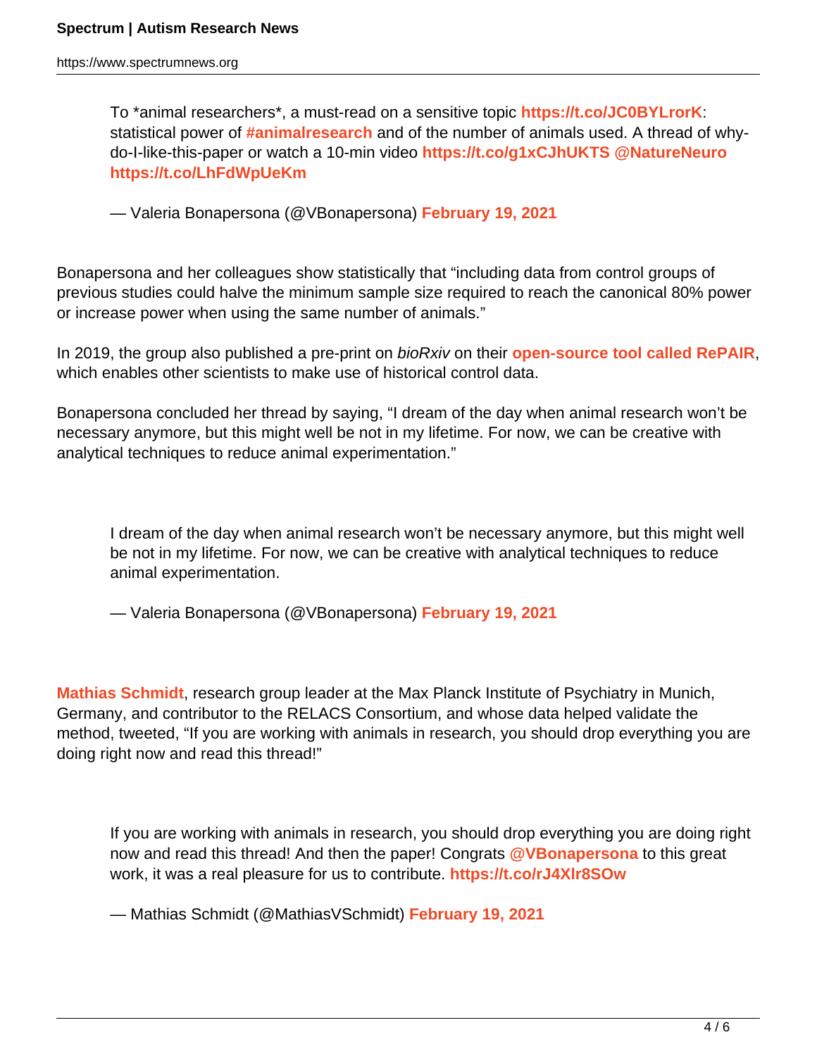> To *animal researchers*, a must-read on a sensitive topic https://t.co/JC0BYLrorK: statistical power of #animalresearch and of the number of animals used. A thread of why-do-I-like-this-paper or watch a 10-min video https://t.co/g1xCJhUKTS @NatureNeuro https://t.co/LhFdWpUeKm
>
> — Valeria Bonapersona (@VBonapersona) February 19, 2021

Bonapersona and her colleagues show statistically that "including data from control groups of previous studies could halve the minimum sample size required to reach the canonical 80% power or increase power when using the same number of animals."

In 2019, the group also published a pre-print on *bioRxiv* on their open-source tool called RePAIR, which enables other scientists to make use of historical control data.

Bonapersona concluded her thread by saying, "I dream of the day when animal research won't be necessary anymore, but this might well be not in my lifetime. For now, we can be creative with analytical techniques to reduce animal experimentation."

> I dream of the day when animal research won't be necessary anymore, but this might well be not in my lifetime. For now, we can be creative with analytical techniques to reduce animal experimentation.
>
> — Valeria Bonapersona (@VBonapersona) February 19, 2021

Mathias Schmidt, research group leader at the Max Planck Institute of Psychiatry in Munich, Germany, and contributor to the RELACS Consortium, and whose data helped validate the method, tweeted, "If you are working with animals in research, you should drop everything you are doing right now and read this thread!"

> If you are working with animals in research, you should drop everything you are doing right now and read this thread! And then the paper! Congrats @VBonapersona to this great work, it was a real pleasure for us to contribute. https://t.co/rJ4Xlr8SOw
>
> — Mathias Schmidt (@MathiasVSchmidt) February 19, 2021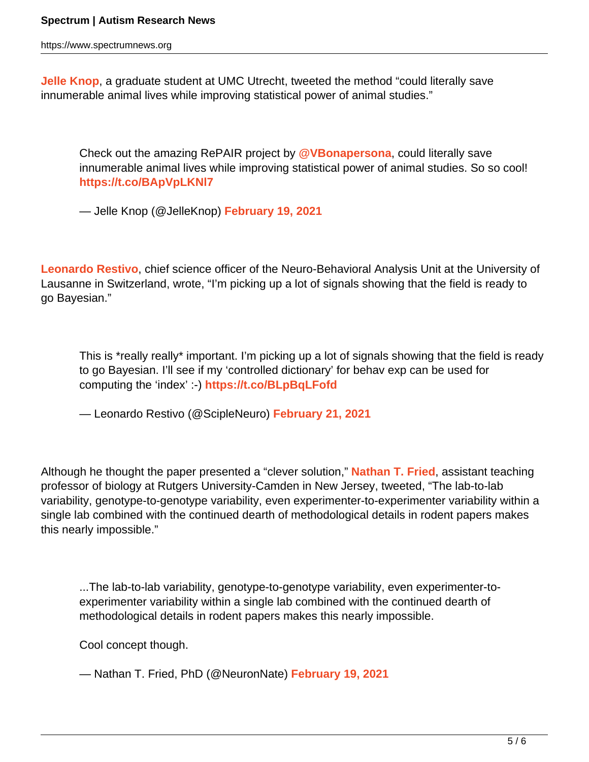**Jelle Knop**, a graduate student at UMC Utrecht, tweeted the method "could literally save innumerable animal lives while improving statistical power of animal studies."

> Check out the amazing RePAIR project by **@VBonapersona**, could literally save innumerable animal lives while improving statistical power of animal studies. So so cool! **https://t.co/BApVpLKNl7**
>
> — Jelle Knop (@JelleKnop) **February 19, 2021**

**Leonardo Restivo**, chief science officer of the Neuro-Behavioral Analysis Unit at the University of Lausanne in Switzerland, wrote, "I'm picking up a lot of signals showing that the field is ready to go Bayesian."

> This is *really really* important. I'm picking up a lot of signals showing that the field is ready to go Bayesian. I'll see if my 'controlled dictionary' for behav exp can be used for computing the 'index' :-) **https://t.co/BLpBqLFofd**
>
> — Leonardo Restivo (@ScipleNeuro) **February 21, 2021**

Although he thought the paper presented a "clever solution," **Nathan T. Fried**, assistant teaching professor of biology at Rutgers University-Camden in New Jersey, tweeted, "The lab-to-lab variability, genotype-to-genotype variability, even experimenter-to-experimenter variability within a single lab combined with the continued dearth of methodological details in rodent papers makes this nearly impossible."

> ...The lab-to-lab variability, genotype-to-genotype variability, even experimenter-to-experimenter variability within a single lab combined with the continued dearth of methodological details in rodent papers makes this nearly impossible.
>
> Cool concept though.
>
> — Nathan T. Fried, PhD (@NeuronNate) **February 19, 2021**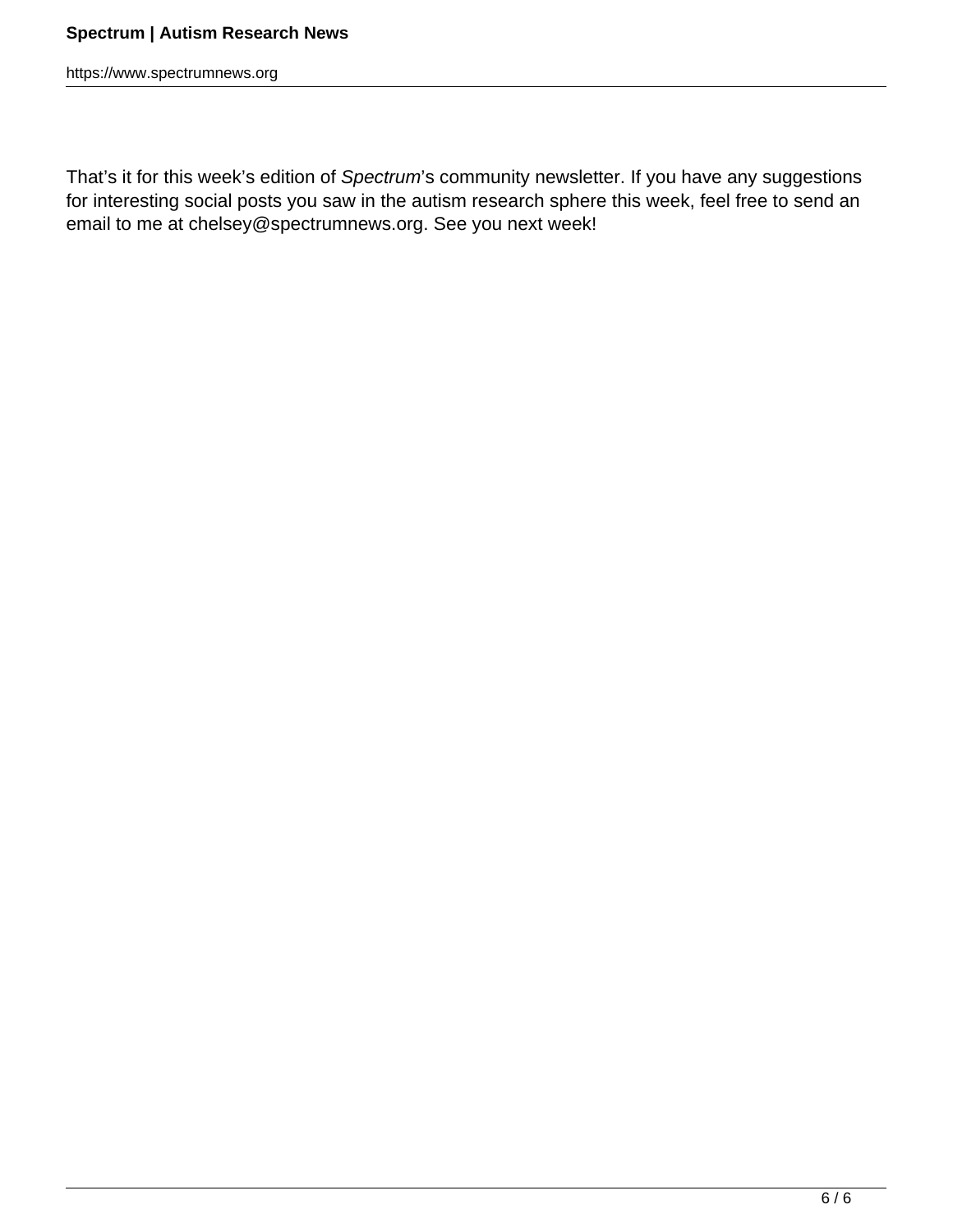That’s it for this week’s edition of *Spectrum*’s community newsletter. If you have any suggestions for interesting social posts you saw in the autism research sphere this week, feel free to send an email to me at chelsey@spectrumnews.org. See you next week!